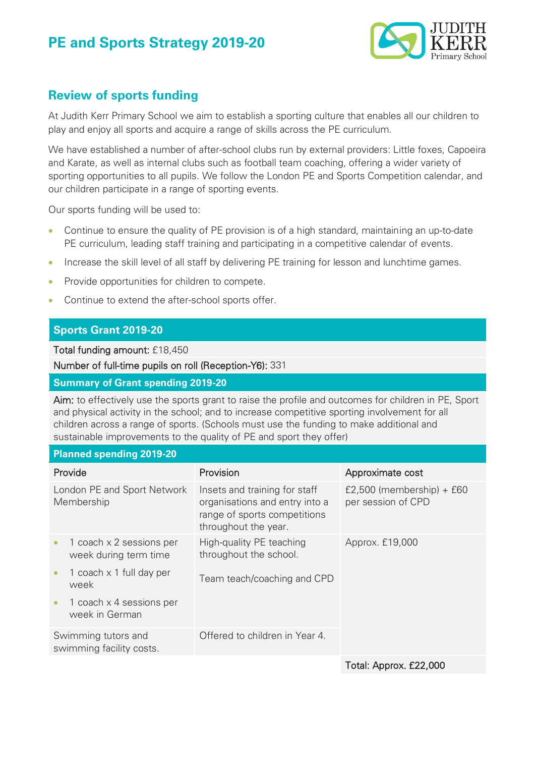# PE and Sports Strategy 2019-20

## Review of sports funding

At Judith Kerr Primary School we aim to establish a sporting culture that enables all our children to play and enjoy all sports and acquire a range of skills across the PE curriculum.

We have established a number of after-school clubs run by external providers: Little foxes, Capoeira and Karate, as well as internal clubs such as football team coaching, offering a wider variety of sporting opportunities to all pupils. We follow the London PE and Sports Competition calendar, and our children participate in a range of sporting events.

Our sports funding will be used to:

- Continue to ensure the quality of PE provision is of a high standard, maintaining an up-to-date PE curriculum, leading staff training and participating in a competitive calendar of events.
- Increase the skill level of all staff by delivering PE training for lesson and lunchtime games.
- Provide opportunities for children to compete.
- Continue to extend the after-school sports offer.

### Sports Grant 2019-20

**Total funding amount:** £18,450

**Number of full-time pupils on roll (Reception-Y6):** 331

### Summary of Grant spending 2019-20

**Aim:** to effectively use the sports grant to raise the profile and outcomes for children in PE, Sport and physical activity in the school; and to increase competitive sporting involvement for all children across a range of sports. (Schools must use the funding to make additional and sustainable improvements to the quality of PE and sport they offer)

### Planned spending 2019-20

| Provide | Provision | Approximate cost |
|---|---|---|
| London PE and Sport Network Membership | Insets and training for staff organisations and entry into a range of sports competitions throughout the year. | £2,500 (membership) + £60 per session of CPD |
| • 1 coach x 2 sessions per week during term time<br>• 1 coach x 1 full day per week<br>• 1 coach x 4 sessions per week in German | High-quality PE teaching throughout the school.<br><br>Team teach/coaching and CPD | Approx. £19,000 |
| Swimming tutors and swimming facility costs. | Offered to children in Year 4. | |
| | | Total: Approx. £22,000 |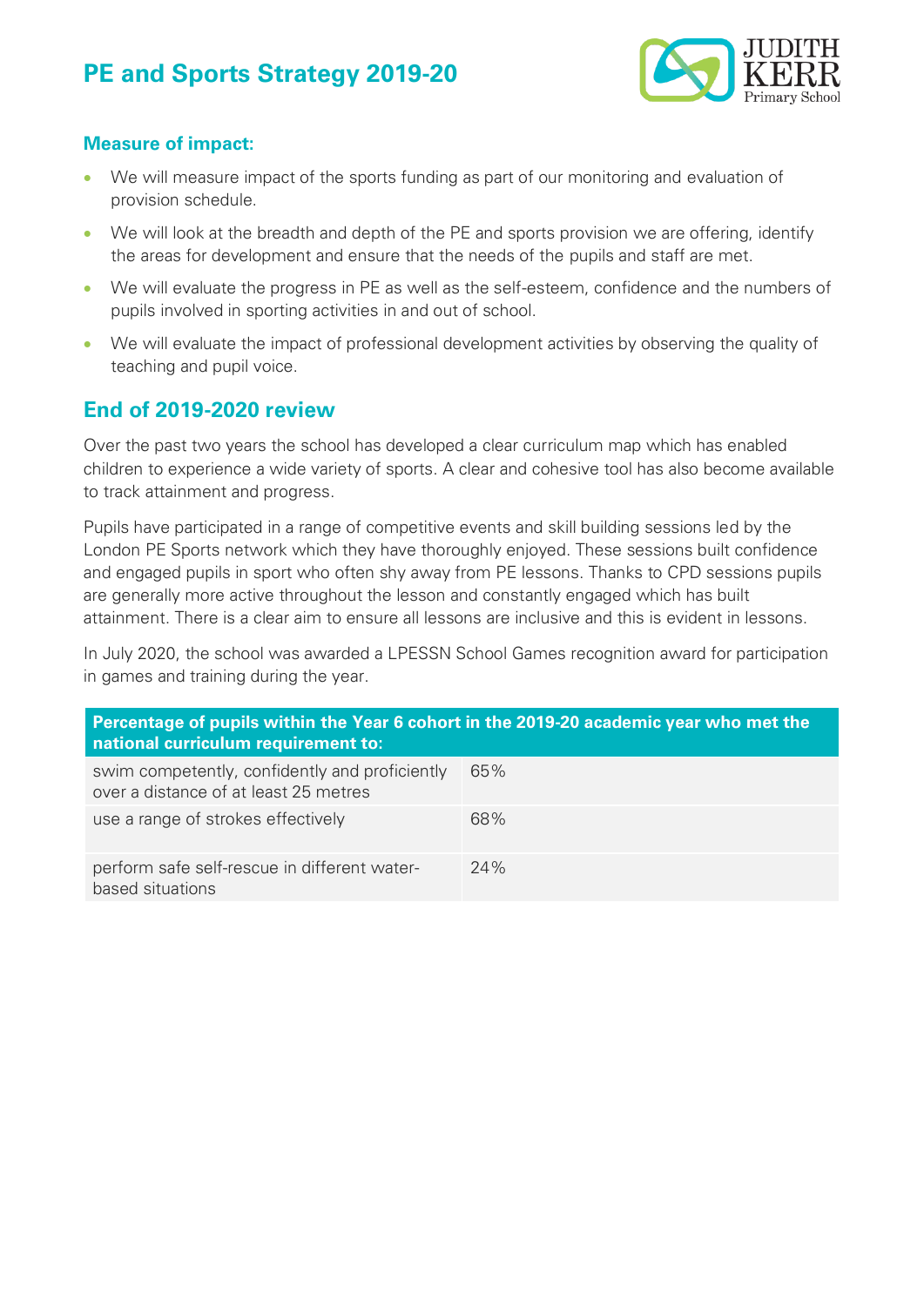# PE and Sports Strategy 2019-20

### Measure of impact:

- We will measure impact of the sports funding as part of our monitoring and evaluation of provision schedule.
- We will look at the breadth and depth of the PE and sports provision we are offering, identify the areas for development and ensure that the needs of the pupils and staff are met.
- We will evaluate the progress in PE as well as the self-esteem, confidence and the numbers of pupils involved in sporting activities in and out of school.
- We will evaluate the impact of professional development activities by observing the quality of teaching and pupil voice.

## End of 2019-2020 review

Over the past two years the school has developed a clear curriculum map which has enabled children to experience a wide variety of sports. A clear and cohesive tool has also become available to track attainment and progress.

Pupils have participated in a range of competitive events and skill building sessions led by the London PE Sports network which they have thoroughly enjoyed. These sessions built confidence and engaged pupils in sport who often shy away from PE lessons. Thanks to CPD sessions pupils are generally more active throughout the lesson and constantly engaged which has built attainment. There is a clear aim to ensure all lessons are inclusive and this is evident in lessons.

In July 2020, the school was awarded a LPESSN School Games recognition award for participation in games and training during the year.

| Percentage of pupils within the Year 6 cohort in the 2019-20 academic year who met the national curriculum requirement to: | |
|---|---|
| swim competently, confidently and proficiently over a distance of at least 25 metres | 65% |
| use a range of strokes effectively | 68% |
| perform safe self-rescue in different water-based situations | 24% |